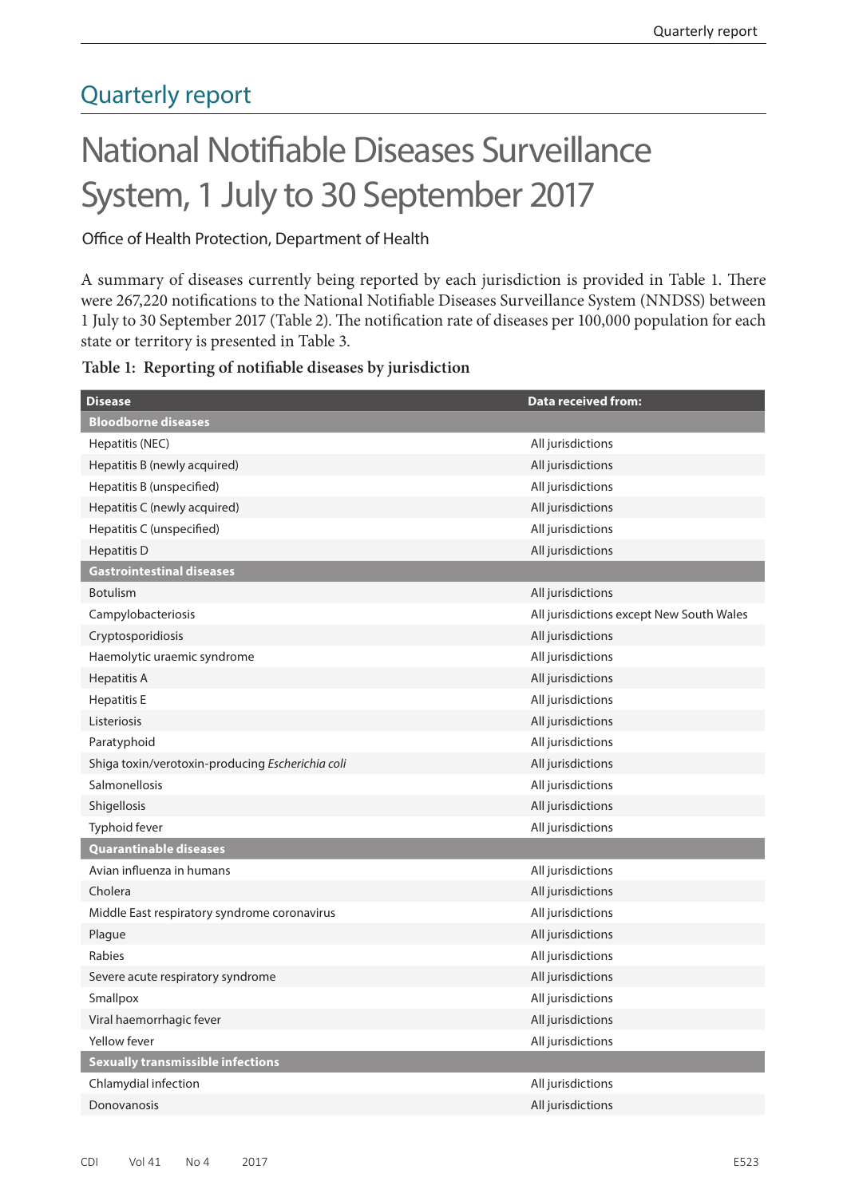## Quarterly report

# National Notifiable Diseases Surveillance System, 1 July to 30 September 2017

Office of Health Protection, Department of Health

A summary of diseases currently being reported by each jurisdiction is provided in Table 1. There were 267,220 notifications to the National Notifiable Diseases Surveillance System (NNDSS) between 1 July to 30 September 2017 (Table 2). The notification rate of diseases per 100,000 population for each state or territory is presented in Table 3.

**Table 1: Reporting of notifiable diseases by jurisdiction**

| Disease | Data received from: |
|---|---|
| **Bloodborne diseases** | |
| Hepatitis (NEC) | All jurisdictions |
| Hepatitis B (newly acquired) | All jurisdictions |
| Hepatitis B (unspecified) | All jurisdictions |
| Hepatitis C (newly acquired) | All jurisdictions |
| Hepatitis C (unspecified) | All jurisdictions |
| Hepatitis D | All jurisdictions |
| **Gastrointestinal diseases** | |
| Botulism | All jurisdictions |
| Campylobacteriosis | All jurisdictions except New South Wales |
| Cryptosporidiosis | All jurisdictions |
| Haemolytic uraemic syndrome | All jurisdictions |
| Hepatitis A | All jurisdictions |
| Hepatitis E | All jurisdictions |
| Listeriosis | All jurisdictions |
| Paratyphoid | All jurisdictions |
| Shiga toxin/verotoxin-producing *Escherichia coli* | All jurisdictions |
| Salmonellosis | All jurisdictions |
| Shigellosis | All jurisdictions |
| Typhoid fever | All jurisdictions |
| **Quarantinable diseases** | |
| Avian influenza in humans | All jurisdictions |
| Cholera | All jurisdictions |
| Middle East respiratory syndrome coronavirus | All jurisdictions |
| Plague | All jurisdictions |
| Rabies | All jurisdictions |
| Severe acute respiratory syndrome | All jurisdictions |
| Smallpox | All jurisdictions |
| Viral haemorrhagic fever | All jurisdictions |
| Yellow fever | All jurisdictions |
| **Sexually transmissible infections** | |
| Chlamydial infection | All jurisdictions |
| Donovanosis | All jurisdictions |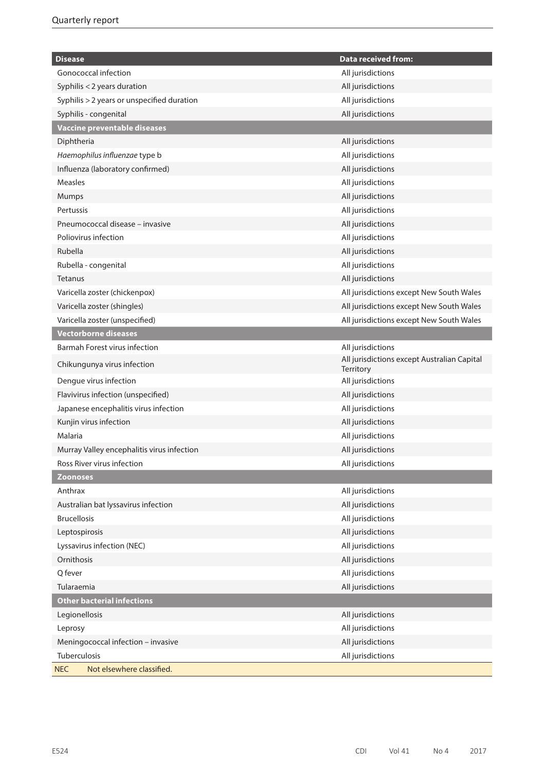| Disease | Data received from: |
|---|---|
| Gonococcal infection | All jurisdictions |
| Syphilis < 2 years duration | All jurisdictions |
| Syphilis > 2 years or unspecified duration | All jurisdictions |
| Syphilis - congenital | All jurisdictions |
| **Vaccine preventable diseases** | |
| Diphtheria | All jurisdictions |
| *Haemophilus influenzae* type b | All jurisdictions |
| Influenza (laboratory confirmed) | All jurisdictions |
| Measles | All jurisdictions |
| Mumps | All jurisdictions |
| Pertussis | All jurisdictions |
| Pneumococcal disease – invasive | All jurisdictions |
| Poliovirus infection | All jurisdictions |
| Rubella | All jurisdictions |
| Rubella - congenital | All jurisdictions |
| Tetanus | All jurisdictions |
| Varicella zoster (chickenpox) | All jurisdictions except New South Wales |
| Varicella zoster (shingles) | All jurisdictions except New South Wales |
| Varicella zoster (unspecified) | All jurisdictions except New South Wales |
| **Vectorborne diseases** | |
| Barmah Forest virus infection | All jurisdictions |
| Chikungunya virus infection | All jurisdictions except Australian Capital Territory |
| Dengue virus infection | All jurisdictions |
| Flavivirus infection (unspecified) | All jurisdictions |
| Japanese encephalitis virus infection | All jurisdictions |
| Kunjin virus infection | All jurisdictions |
| Malaria | All jurisdictions |
| Murray Valley encephalitis virus infection | All jurisdictions |
| Ross River virus infection | All jurisdictions |
| **Zoonoses** | |
| Anthrax | All jurisdictions |
| Australian bat lyssavirus infection | All jurisdictions |
| Brucellosis | All jurisdictions |
| Leptospirosis | All jurisdictions |
| Lyssavirus infection (NEC) | All jurisdictions |
| Ornithosis | All jurisdictions |
| Q fever | All jurisdictions |
| Tularaemia | All jurisdictions |
| **Other bacterial infections** | |
| Legionellosis | All jurisdictions |
| Leprosy | All jurisdictions |
| Meningococcal infection – invasive | All jurisdictions |
| Tuberculosis | All jurisdictions |

NEC Not elsewhere classified.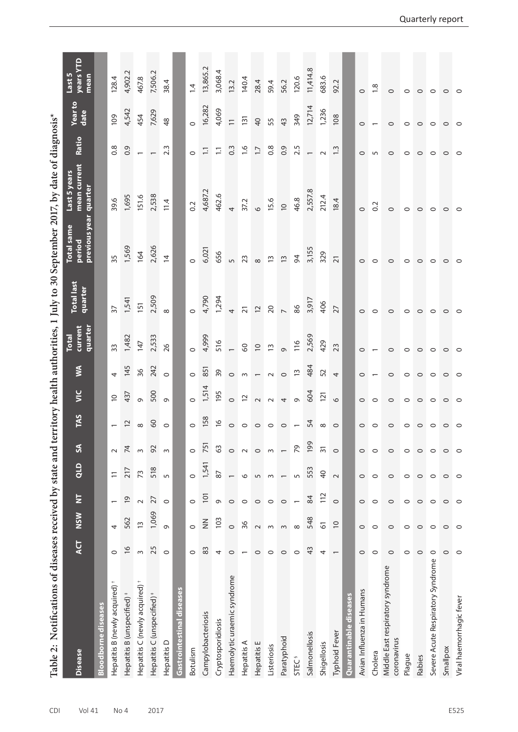Table 2: Notifications of diseases received by state and territory health authorities, 1 July to 30 September 2017, by date of diagnosis*

| Disease | ACT | NSW | NT | QLD | SA | TAS | VIC | WA | Total current quarter | Total last quarter | Total same period previous year | Last 5 years mean current quarter | Ratio | Year to date | Last 5 years YTD mean |
|---|---|---|---|---|---|---|---|---|---|---|---|---|---|---|---|
| **Bloodborne diseases** | | | | | | | | | | | | | | | |
| Hepatitis B (newly acquired)[†] | 0 | 4 | 1 | 11 | 2 | 1 | 10 | 4 | 33 | 37 | 35 | 39.6 | 0.8 | 109 | 128.4 |
| Hepatitis B (unspecified)[‡] | 16 | 562 | 19 | 217 | 74 | 12 | 437 | 145 | 1,482 | 1,541 | 1,569 | 1,695 | 0.9 | 4,542 | 4,902.2 |
| Hepatitis C (newly acquired)[†] | 3 | 13 | 2 | 73 | 3 | 8 | 9 | 36 | 147 | 151 | 164 | 151.6 | 1 | 454 | 467.8 |
| Hepatitis C (unspecified)[‡] | 25 | 1,069 | 27 | 518 | 92 | 60 | 500 | 242 | 2,533 | 2,509 | 2,626 | 2,538 | 1 | 7,629 | 7,506.2 |
| Hepatitis D | 0 | 9 | 0 | 5 | 3 | 0 | 9 | 0 | 26 | 8 | 14 | 11.4 | 2.3 | 48 | 38.4 |
| **Gastrointestinal diseases** | | | | | | | | | | | | | | | |
| Botulism | 0 | 0 | 0 | 0 | 0 | 0 | 0 | 0 | 0 | 0 | 0 | 0.2 | 0 | 0 | 1.4 |
| Campylobacteriosis | 83 | NN | 101 | 1,541 | 751 | 158 | 1,514 | 851 | 4,999 | 4,790 | 6,021 | 4,687.2 | 1.1 | 16,282 | 13,865.2 |
| Cryptosporidiosis | 4 | 103 | 9 | 87 | 63 | 16 | 195 | 39 | 516 | 1,294 | 656 | 462.6 | 1.1 | 4,069 | 3,068.4 |
| Haemolytic uraemic syndrome | 0 | 0 | 0 | 1 | 0 | 0 | 0 | 0 | 1 | 4 | 5 | 4 | 0.3 | 11 | 13.2 |
| Hepatitis A | 1 | 36 | 0 | 6 | 2 | 0 | 12 | 3 | 60 | 21 | 23 | 37.2 | 1.6 | 131 | 140.4 |
| Hepatitis E | 0 | 2 | 0 | 5 | 0 | 0 | 2 | 1 | 10 | 12 | 8 | 6 | 1.7 | 40 | 28.4 |
| Listeriosis | 0 | 3 | 0 | 3 | 3 | 0 | 2 | 2 | 13 | 20 | 13 | 15.6 | 0.8 | 55 | 59.4 |
| Paratyphoid | 0 | 3 | 0 | 1 | 1 | 0 | 4 | 0 | 9 | 7 | 13 | 10 | 0.9 | 43 | 56.2 |
| STEC[§] | 0 | 8 | 1 | 5 | 79 | 1 | 9 | 13 | 116 | 86 | 94 | 46.8 | 2.5 | 349 | 120.6 |
| Salmonellosis | 43 | 548 | 84 | 553 | 199 | 54 | 604 | 484 | 2,569 | 3,917 | 3,155 | 2,557.8 | 1 | 12,714 | 11,414.8 |
| Shigellosis | 4 | 61 | 112 | 40 | 31 | 8 | 121 | 52 | 429 | 406 | 329 | 212.4 | 2 | 1,236 | 683.6 |
| Typhoid Fever | 1 | 10 | 0 | 2 | 0 | 0 | 6 | 4 | 23 | 27 | 21 | 18.4 | 1.3 | 108 | 92.2 |
| **Quarantinable diseases** | | | | | | | | | | | | | | | |
| Avian Influenza in Humans | 0 | 0 | 0 | 0 | 0 | 0 | 0 | 0 | 0 | 0 | 0 | 0 | 0 | 0 | 0 |
| Cholera | 0 | 0 | 0 | 0 | 0 | 0 | 0 | 1 | 1 | 0 | 0 | 0.2 | 5 | 1 | 1.8 |
| Middle East respiratory syndrome coronavirus | 0 | 0 | 0 | 0 | 0 | 0 | 0 | 0 | 0 | 0 | 0 | 0 | 0 | 0 | 0 |
| Plague | 0 | 0 | 0 | 0 | 0 | 0 | 0 | 0 | 0 | 0 | 0 | 0 | 0 | 0 | 0 |
| Rabies | 0 | 0 | 0 | 0 | 0 | 0 | 0 | 0 | 0 | 0 | 0 | 0 | 0 | 0 | 0 |
| Severe Acute Respiratory Syndrome | 0 | 0 | 0 | 0 | 0 | 0 | 0 | 0 | 0 | 0 | 0 | 0 | 0 | 0 | 0 |
| Smallpox | 0 | 0 | 0 | 0 | 0 | 0 | 0 | 0 | 0 | 0 | 0 | 0 | 0 | 0 | 0 |
| Viral haemorrhagic fever | 0 | 0 | 0 | 0 | 0 | 0 | 0 | 0 | 0 | 0 | 0 | 0 | 0 | 0 | 0 |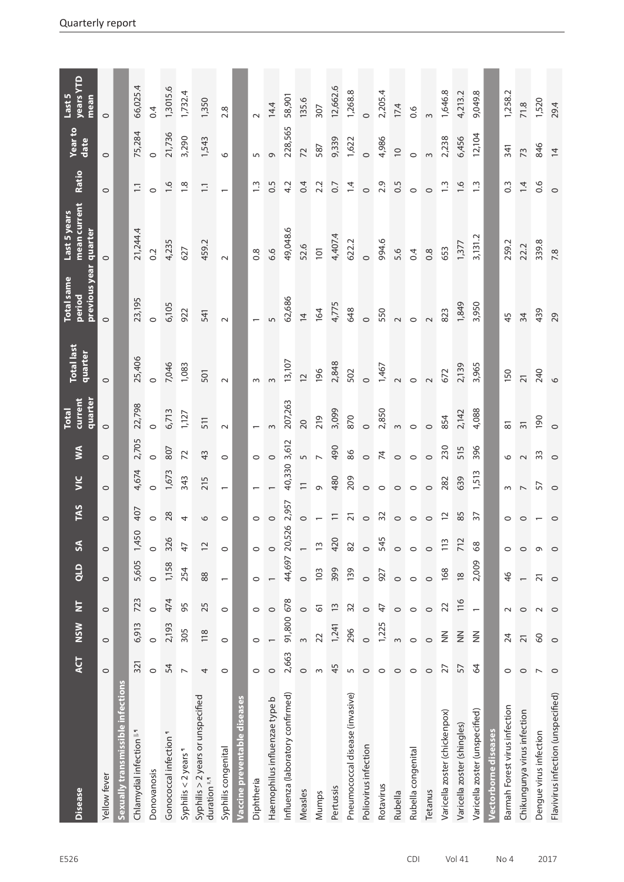| Disease | ACT | NSW | NT | QLD | SA | TAS | VIC | WA | Total current quarter | Total last quarter | Total same period previous year | Last 5 years mean current quarter | Ratio | Year to date | Last 5 years YTD mean |
|---|---|---|---|---|---|---|---|---|---|---|---|---|---|---|---|
| Yellow fever | 0 | 0 | 0 | 0 | 0 | 0 | 0 | 0 | 0 | 0 | 0 | 0 | 0 | 0 | 0 |
| **Sexually transmissible infections** | | | | | | | | | | | | | | | |
| Chlamydial infection ‖ ¶ | 321 | 6,913 | 723 | 5,605 | 1,450 | 407 | 4,674 | 2,705 | 22,798 | 25,406 | 23,195 | 21,244.4 | 1.1 | 75,284 | 66,025.4 |
| Donovanosis | 0 | 0 | 0 | 0 | 0 | 0 | 0 | 0 | 0 | 0 | 0 | 0.2 | 0 | 0 | 0.4 |
| Gonococcal infection ¶ | 54 | 2,193 | 474 | 1,158 | 326 | 28 | 1,673 | 807 | 6,713 | 7,046 | 6,105 | 4,235 | 1.6 | 21,736 | 1,3015.6 |
| Syphilis < 2 years ¶ | 7 | 305 | 95 | 254 | 47 | 4 | 343 | 72 | 1,127 | 1,083 | 922 | 627 | 1.8 | 3,290 | 1,732.4 |
| Syphilis > 2 years or unspecified duration ‡, ¶ | 4 | 118 | 25 | 88 | 12 | 6 | 215 | 43 | 511 | 501 | 541 | 459.2 | 1.1 | 1,543 | 1,350 |
| Syphilis congenital | 0 | 0 | 0 | 1 | 0 | 0 | 1 | 0 | 2 | 2 | 2 | 2 | 1 | 6 | 2.8 |
| **Vaccine preventable diseases** | | | | | | | | | | | | | | | |
| Diphtheria | 0 | 0 | 0 | 0 | 0 | 0 | 1 | 0 | 1 | 3 | 1 | 0.8 | 1.3 | 5 | 2 |
| Haemophilus influenzae type b | 0 | 1 | 0 | 1 | 0 | 0 | 1 | 0 | 3 | 3 | 5 | 6.6 | 0.5 | 9 | 14.4 |
| Influenza (laboratory confirmed) | 2,663 | 91,800 | 678 | 44,697 | 20,526 | 2,957 | 40,330 | 3,612 | 207,263 | 13,107 | 62,686 | 49,048.6 | 4.2 | 228,565 | 58,901 |
| Measles | 0 | 3 | 0 | 0 | 1 | 0 | 11 | 5 | 20 | 12 | 14 | 52.6 | 0.4 | 72 | 135.6 |
| Mumps | 3 | 22 | 61 | 103 | 13 | 1 | 9 | 7 | 219 | 196 | 164 | 101 | 2.2 | 587 | 307 |
| Pertussis | 45 | 1,241 | 13 | 399 | 420 | 11 | 480 | 490 | 3,099 | 2,848 | 4,775 | 4,407.4 | 0.7 | 9,339 | 12,662.6 |
| Pneumococcal disease (invasive) | 5 | 296 | 32 | 139 | 82 | 21 | 209 | 86 | 870 | 502 | 648 | 622.2 | 1.4 | 1,622 | 1,268.8 |
| Poliovirus infection | 0 | 0 | 0 | 0 | 0 | 0 | 0 | 0 | 0 | 0 | 0 | 0 | 0 | 0 | 0 |
| Rotavirus | 0 | 1,225 | 47 | 927 | 545 | 32 | 0 | 74 | 2,850 | 1,467 | 550 | 994.6 | 2.9 | 4,986 | 2,205.4 |
| Rubella | 0 | 3 | 0 | 0 | 0 | 0 | 0 | 0 | 3 | 2 | 2 | 5.6 | 0.5 | 10 | 17.4 |
| Rubella congenital | 0 | 0 | 0 | 0 | 0 | 0 | 0 | 0 | 0 | 0 | 0 | 0.4 | 0 | 0 | 0.6 |
| Tetanus | 0 | 0 | 0 | 0 | 0 | 0 | 0 | 0 | 0 | 2 | 2 | 0.8 | 0 | 3 | 3 |
| Varicella zoster (chickenpox) | 27 | NN | 22 | 168 | 113 | 12 | 282 | 230 | 854 | 672 | 823 | 653 | 1.3 | 2,238 | 1,646.8 |
| Varicella zoster (shingles) | 57 | NN | 116 | 18 | 712 | 85 | 639 | 515 | 2,142 | 2,139 | 1,849 | 1,377 | 1.6 | 6,456 | 4,213.2 |
| Varicella zoster (unspecified) | 64 | NN | 1 | 2,009 | 68 | 37 | 1,513 | 396 | 4,088 | 3,965 | 3,950 | 3,131.2 | 1.3 | 12,104 | 9,049.8 |
| **Vectorborne diseases** | | | | | | | | | | | | | | | |
| Barmah Forest virus infection | 0 | 24 | 2 | 46 | 0 | 0 | 3 | 6 | 81 | 150 | 45 | 259.2 | 0.3 | 341 | 1,258.2 |
| Chikungunya virus infection | 0 | 21 | 0 | 1 | 0 | 0 | 7 | 2 | 31 | 21 | 34 | 22.2 | 1.4 | 73 | 71.8 |
| Dengue virus infection | 7 | 60 | 2 | 21 | 9 | 1 | 57 | 33 | 190 | 240 | 439 | 339.8 | 0.6 | 846 | 1,520 |
| Flavivirus infection (unspecified) | 0 | 0 | 0 | 0 | 0 | 0 | 0 | 0 | 0 | 6 | 29 | 7.8 | 0 | 14 | 29.4 |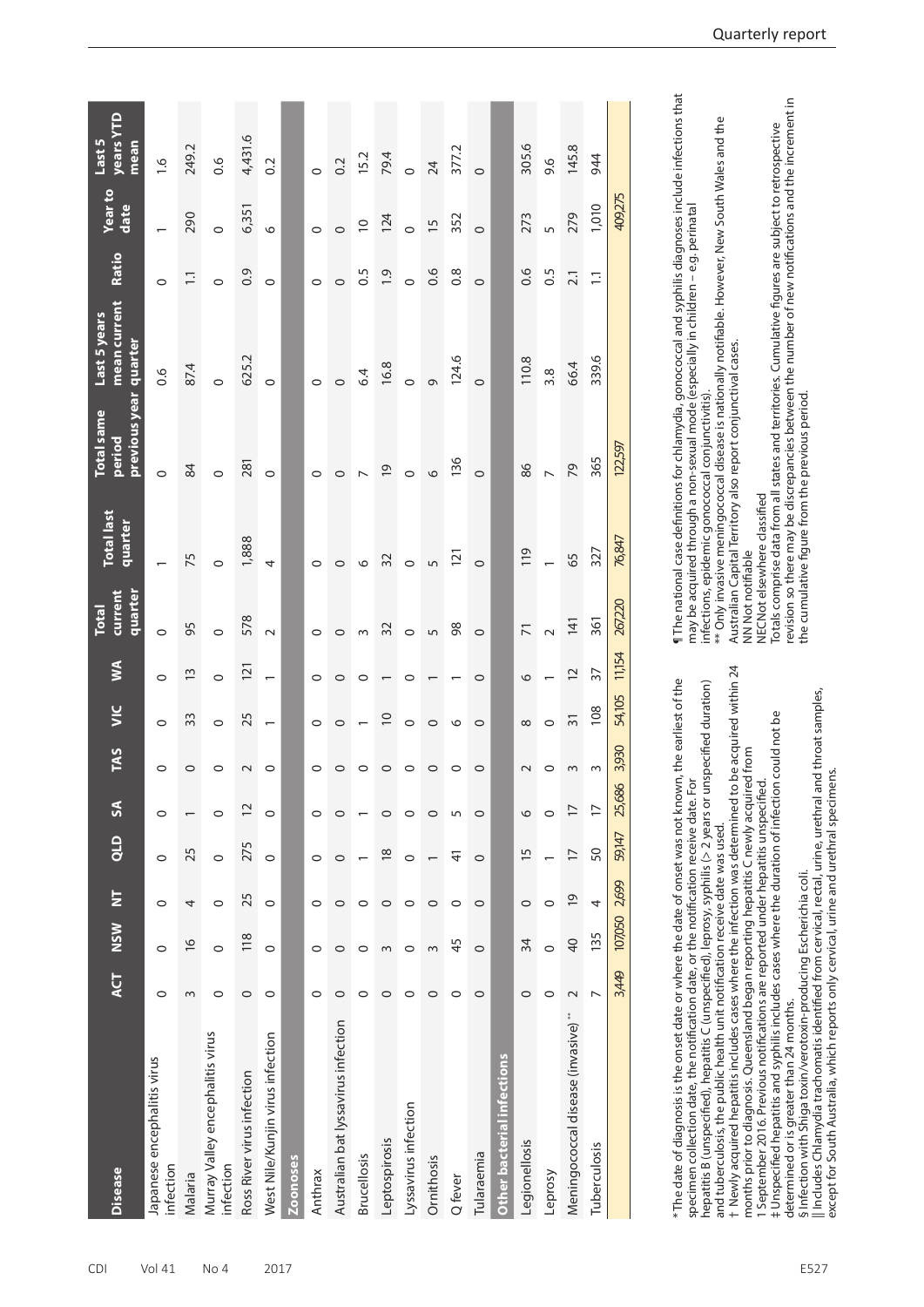| Disease | ACT | NSW | NT | QLD | SA | TAS | VIC | WA | Total current quarter | Total last quarter | Total same period previous year | Last 5 years mean current quarter | Ratio | Year to date | Last 5 years YTD mean |
|---|---|---|---|---|---|---|---|---|---|---|---|---|---|---|---|
| Japanese encephalitis virus infection | 0 | 0 | 0 | 0 | 0 | 0 | 0 | 0 | 0 | 1 | 0 | 0.6 | 0 | 1 | 1.6 |
| Malaria | 3 | 16 | 4 | 25 | 1 | 0 | 33 | 13 | 95 | 75 | 84 | 87.4 | 1.1 | 290 | 249.2 |
| Murray Valley encephalitis virus infection | 0 | 0 | 0 | 0 | 0 | 0 | 0 | 0 | 0 | 0 | 0 | 0 | 0 | 0 | 0.6 |
| Ross River virus infection | 0 | 118 | 25 | 275 | 12 | 2 | 25 | 121 | 578 | 1,888 | 281 | 625.2 | 0.9 | 6,351 | 4,431.6 |
| West Nile/Kunjin virus infection | 0 | 0 | 0 | 0 | 0 | 0 | 1 | 1 | 2 | 4 | 0 | 0 | 0 | 6 | 0.2 |
| **Zoonoses** | | | | | | | | | | | | | | | |
| Anthrax | 0 | 0 | 0 | 0 | 0 | 0 | 0 | 0 | 0 | 0 | 0 | 0 | 0 | 0 | 0 |
| Australian bat lyssavirus infection | 0 | 0 | 0 | 0 | 0 | 0 | 0 | 0 | 0 | 0 | 0 | 0 | 0 | 0 | 0.2 |
| Brucellosis | 0 | 0 | 0 | 1 | 1 | 0 | 1 | 0 | 3 | 6 | 7 | 6.4 | 0.5 | 10 | 15.2 |
| Leptospirosis | 0 | 3 | 0 | 18 | 0 | 0 | 10 | 1 | 32 | 32 | 19 | 16.8 | 1.9 | 124 | 79.4 |
| Lyssavirus infection | 0 | 0 | 0 | 0 | 0 | 0 | 0 | 0 | 0 | 0 | 0 | 0 | 0 | 0 | 0 |
| Ornithosis | 0 | 3 | 0 | 1 | 0 | 0 | 0 | 1 | 5 | 5 | 6 | 9 | 0.6 | 15 | 24 |
| Q fever | 0 | 45 | 0 | 41 | 5 | 0 | 6 | 1 | 98 | 121 | 136 | 124.6 | 0.8 | 352 | 377.2 |
| Tularaemia | 0 | 0 | 0 | 0 | 0 | 0 | 0 | 0 | 0 | 0 | 0 | 0 | 0 | 0 | 0 |
| **Other bacterial infections** | | | | | | | | | | | | | | | |
| Legionellosis | 0 | 34 | 0 | 15 | 6 | 2 | 8 | 6 | 71 | 119 | 86 | 110.8 | 0.6 | 273 | 305.6 |
| Leprosy | 0 | 0 | 0 | 1 | 0 | 0 | 0 | 1 | 2 | 1 | 7 | 3.8 | 0.5 | 5 | 9.6 |
| Meningococcal disease (invasive)** | 2 | 40 | 19 | 17 | 17 | 3 | 31 | 12 | 141 | 65 | 79 | 66.4 | 2.1 | 279 | 145.8 |
| Tuberculosis | 7 | 135 | 4 | 50 | 17 | 3 | 108 | 37 | 361 | 327 | 365 | 339.6 | 1.1 | 1,010 | 944 |
| | 3,449 | 107,050 | 2,699 | 59,147 | 25,686 | 3,930 | 54,105 | 11,154 | 267,220 | 76,847 | 122,597 | | | 409,275 | |

\* The date of diagnosis is the onset date or where the date of onset was not known, the earliest of the specimen collection date, the notification date, or the notification receive date. For hepatitis B (unspecified), hepatitis C (unspecified), leprosy, syphilis (> 2 years or unspecified duration) and tuberculosis, the public health unit notification receive date was used.

† Newly acquired hepatitis includes cases where the infection was determined to be acquired within 24 months prior to diagnosis. Queensland began reporting hepatitis C newly acquired from 1 September 2016. Previous notifications are reported under hepatitis unspecified.

‡ Unspecified hepatitis and syphilis includes cases where the duration of infection could not be determined or is greater than 24 months.

§ Infection with Shiga toxin/verotoxin-producing Escherichia coli.

|| Includes Chlamydia trachomatis identified from cervical, rectal, urine, urethral and throat samples, except for South Australia, which reports only cervical, urine and urethral specimens.

¶ The national case definitions for chlamydia, gonococcal and syphilis diagnoses include infections that may be acquired through a non-sexual mode (especially in children – e.g. perinatal infections, epidemic gonococcal conjunctivitis).

** Only invasive meningococcal disease is nationally notifiable. However, New South Wales and the Australian Capital Territory also report conjunctival cases.

NN Not notifiable

NEC Not elsewhere classified

Totals comprise data from all states and territories. Cumulative figures are subject to retrospective revision so there may be discrepancies between the number of new notifications and the increment in the cumulative figure from the previous period.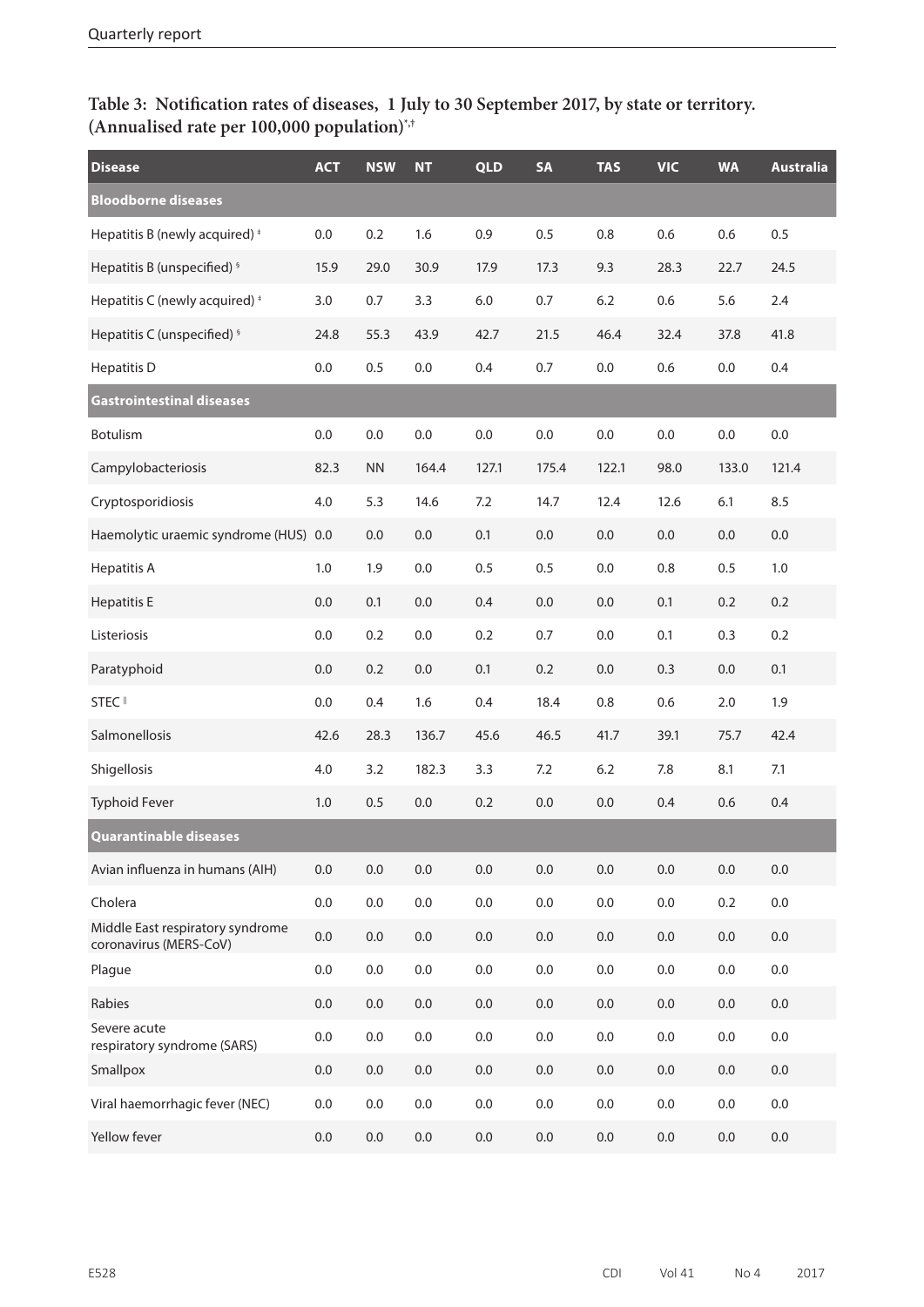**Table 3: Notification rates of diseases, 1 July to 30 September 2017, by state or territory. (Annualised rate per 100,000 population)[*,†]**

| Disease | ACT | NSW | NT | QLD | SA | TAS | VIC | WA | Australia |
|---|---|---|---|---|---|---|---|---|---|
| **Bloodborne diseases** | | | | | | | | | |
| Hepatitis B (newly acquired) [‡] | 0.0 | 0.2 | 1.6 | 0.9 | 0.5 | 0.8 | 0.6 | 0.6 | 0.5 |
| Hepatitis B (unspecified) [§] | 15.9 | 29.0 | 30.9 | 17.9 | 17.3 | 9.3 | 28.3 | 22.7 | 24.5 |
| Hepatitis C (newly acquired) [‡] | 3.0 | 0.7 | 3.3 | 6.0 | 0.7 | 6.2 | 0.6 | 5.6 | 2.4 |
| Hepatitis C (unspecified) [§] | 24.8 | 55.3 | 43.9 | 42.7 | 21.5 | 46.4 | 32.4 | 37.8 | 41.8 |
| Hepatitis D | 0.0 | 0.5 | 0.0 | 0.4 | 0.7 | 0.0 | 0.6 | 0.0 | 0.4 |
| **Gastrointestinal diseases** | | | | | | | | | |
| Botulism | 0.0 | 0.0 | 0.0 | 0.0 | 0.0 | 0.0 | 0.0 | 0.0 | 0.0 |
| Campylobacteriosis | 82.3 | NN | 164.4 | 127.1 | 175.4 | 122.1 | 98.0 | 133.0 | 121.4 |
| Cryptosporidiosis | 4.0 | 5.3 | 14.6 | 7.2 | 14.7 | 12.4 | 12.6 | 6.1 | 8.5 |
| Haemolytic uraemic syndrome (HUS) | 0.0 | 0.0 | 0.0 | 0.1 | 0.0 | 0.0 | 0.0 | 0.0 | 0.0 |
| Hepatitis A | 1.0 | 1.9 | 0.0 | 0.5 | 0.5 | 0.0 | 0.8 | 0.5 | 1.0 |
| Hepatitis E | 0.0 | 0.1 | 0.0 | 0.4 | 0.0 | 0.0 | 0.1 | 0.2 | 0.2 |
| Listeriosis | 0.0 | 0.2 | 0.0 | 0.2 | 0.7 | 0.0 | 0.1 | 0.3 | 0.2 |
| Paratyphoid | 0.0 | 0.2 | 0.0 | 0.1 | 0.2 | 0.0 | 0.3 | 0.0 | 0.1 |
| STEC [‖] | 0.0 | 0.4 | 1.6 | 0.4 | 18.4 | 0.8 | 0.6 | 2.0 | 1.9 |
| Salmonellosis | 42.6 | 28.3 | 136.7 | 45.6 | 46.5 | 41.7 | 39.1 | 75.7 | 42.4 |
| Shigellosis | 4.0 | 3.2 | 182.3 | 3.3 | 7.2 | 6.2 | 7.8 | 8.1 | 7.1 |
| Typhoid Fever | 1.0 | 0.5 | 0.0 | 0.2 | 0.0 | 0.0 | 0.4 | 0.6 | 0.4 |
| **Quarantinable diseases** | | | | | | | | | |
| Avian influenza in humans (AIH) | 0.0 | 0.0 | 0.0 | 0.0 | 0.0 | 0.0 | 0.0 | 0.0 | 0.0 |
| Cholera | 0.0 | 0.0 | 0.0 | 0.0 | 0.0 | 0.0 | 0.0 | 0.2 | 0.0 |
| Middle East respiratory syndrome coronavirus (MERS-CoV) | 0.0 | 0.0 | 0.0 | 0.0 | 0.0 | 0.0 | 0.0 | 0.0 | 0.0 |
| Plague | 0.0 | 0.0 | 0.0 | 0.0 | 0.0 | 0.0 | 0.0 | 0.0 | 0.0 |
| Rabies | 0.0 | 0.0 | 0.0 | 0.0 | 0.0 | 0.0 | 0.0 | 0.0 | 0.0 |
| Severe acute respiratory syndrome (SARS) | 0.0 | 0.0 | 0.0 | 0.0 | 0.0 | 0.0 | 0.0 | 0.0 | 0.0 |
| Smallpox | 0.0 | 0.0 | 0.0 | 0.0 | 0.0 | 0.0 | 0.0 | 0.0 | 0.0 |
| Viral haemorrhagic fever (NEC) | 0.0 | 0.0 | 0.0 | 0.0 | 0.0 | 0.0 | 0.0 | 0.0 | 0.0 |
| Yellow fever | 0.0 | 0.0 | 0.0 | 0.0 | 0.0 | 0.0 | 0.0 | 0.0 | 0.0 |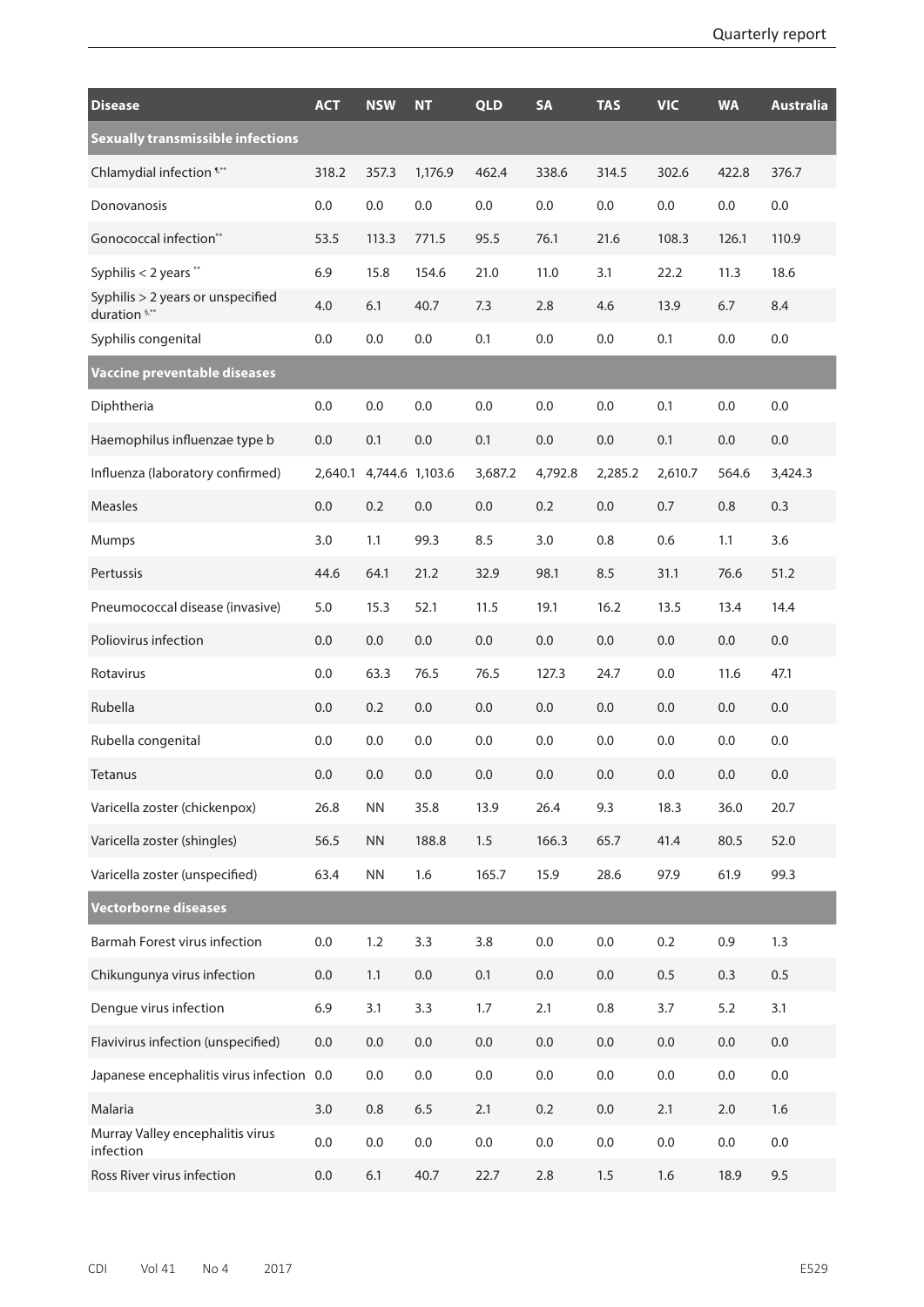| Disease | ACT | NSW | NT | QLD | SA | TAS | VIC | WA | Australia |
|---|---|---|---|---|---|---|---|---|---|
| **Sexually transmissible infections** | | | | | | | | | |
| Chlamydial infection ¶,** | 318.2 | 357.3 | 1,176.9 | 462.4 | 338.6 | 314.5 | 302.6 | 422.8 | 376.7 |
| Donovanosis | 0.0 | 0.0 | 0.0 | 0.0 | 0.0 | 0.0 | 0.0 | 0.0 | 0.0 |
| Gonococcal infection** | 53.5 | 113.3 | 771.5 | 95.5 | 76.1 | 21.6 | 108.3 | 126.1 | 110.9 |
| Syphilis < 2 years ** | 6.9 | 15.8 | 154.6 | 21.0 | 11.0 | 3.1 | 22.2 | 11.3 | 18.6 |
| Syphilis > 2 years or unspecified duration §,** | 4.0 | 6.1 | 40.7 | 7.3 | 2.8 | 4.6 | 13.9 | 6.7 | 8.4 |
| Syphilis congenital | 0.0 | 0.0 | 0.0 | 0.1 | 0.0 | 0.0 | 0.1 | 0.0 | 0.0 |
| **Vaccine preventable diseases** | | | | | | | | | |
| Diphtheria | 0.0 | 0.0 | 0.0 | 0.0 | 0.0 | 0.0 | 0.1 | 0.0 | 0.0 |
| Haemophilus influenzae type b | 0.0 | 0.1 | 0.0 | 0.1 | 0.0 | 0.0 | 0.1 | 0.0 | 0.0 |
| Influenza (laboratory confirmed) | 2,640.1 | 4,744.6 | 1,103.6 | 3,687.2 | 4,792.8 | 2,285.2 | 2,610.7 | 564.6 | 3,424.3 |
| Measles | 0.0 | 0.2 | 0.0 | 0.0 | 0.2 | 0.0 | 0.7 | 0.8 | 0.3 |
| Mumps | 3.0 | 1.1 | 99.3 | 8.5 | 3.0 | 0.8 | 0.6 | 1.1 | 3.6 |
| Pertussis | 44.6 | 64.1 | 21.2 | 32.9 | 98.1 | 8.5 | 31.1 | 76.6 | 51.2 |
| Pneumococcal disease (invasive) | 5.0 | 15.3 | 52.1 | 11.5 | 19.1 | 16.2 | 13.5 | 13.4 | 14.4 |
| Poliovirus infection | 0.0 | 0.0 | 0.0 | 0.0 | 0.0 | 0.0 | 0.0 | 0.0 | 0.0 |
| Rotavirus | 0.0 | 63.3 | 76.5 | 76.5 | 127.3 | 24.7 | 0.0 | 11.6 | 47.1 |
| Rubella | 0.0 | 0.2 | 0.0 | 0.0 | 0.0 | 0.0 | 0.0 | 0.0 | 0.0 |
| Rubella congenital | 0.0 | 0.0 | 0.0 | 0.0 | 0.0 | 0.0 | 0.0 | 0.0 | 0.0 |
| Tetanus | 0.0 | 0.0 | 0.0 | 0.0 | 0.0 | 0.0 | 0.0 | 0.0 | 0.0 |
| Varicella zoster (chickenpox) | 26.8 | NN | 35.8 | 13.9 | 26.4 | 9.3 | 18.3 | 36.0 | 20.7 |
| Varicella zoster (shingles) | 56.5 | NN | 188.8 | 1.5 | 166.3 | 65.7 | 41.4 | 80.5 | 52.0 |
| Varicella zoster (unspecified) | 63.4 | NN | 1.6 | 165.7 | 15.9 | 28.6 | 97.9 | 61.9 | 99.3 |
| **Vectorborne diseases** | | | | | | | | | |
| Barmah Forest virus infection | 0.0 | 1.2 | 3.3 | 3.8 | 0.0 | 0.0 | 0.2 | 0.9 | 1.3 |
| Chikungunya virus infection | 0.0 | 1.1 | 0.0 | 0.1 | 0.0 | 0.0 | 0.5 | 0.3 | 0.5 |
| Dengue virus infection | 6.9 | 3.1 | 3.3 | 1.7 | 2.1 | 0.8 | 3.7 | 5.2 | 3.1 |
| Flavivirus infection (unspecified) | 0.0 | 0.0 | 0.0 | 0.0 | 0.0 | 0.0 | 0.0 | 0.0 | 0.0 |
| Japanese encephalitis virus infection | 0.0 | 0.0 | 0.0 | 0.0 | 0.0 | 0.0 | 0.0 | 0.0 | 0.0 |
| Malaria | 3.0 | 0.8 | 6.5 | 2.1 | 0.2 | 0.0 | 2.1 | 2.0 | 1.6 |
| Murray Valley encephalitis virus infection | 0.0 | 0.0 | 0.0 | 0.0 | 0.0 | 0.0 | 0.0 | 0.0 | 0.0 |
| Ross River virus infection | 0.0 | 6.1 | 40.7 | 22.7 | 2.8 | 1.5 | 1.6 | 18.9 | 9.5 |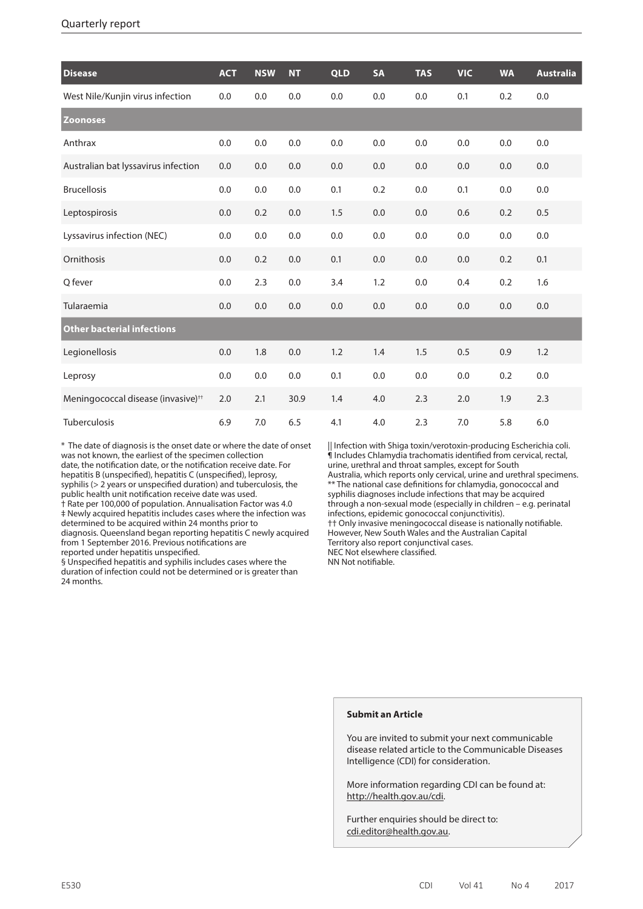| Disease | ACT | NSW | NT | QLD | SA | TAS | VIC | WA | Australia |
|---|---|---|---|---|---|---|---|---|---|
| West Nile/Kunjin virus infection | 0.0 | 0.0 | 0.0 | 0.0 | 0.0 | 0.0 | 0.1 | 0.2 | 0.0 |
| **Zoonoses** | | | | | | | | | |
| Anthrax | 0.0 | 0.0 | 0.0 | 0.0 | 0.0 | 0.0 | 0.0 | 0.0 | 0.0 |
| Australian bat lyssavirus infection | 0.0 | 0.0 | 0.0 | 0.0 | 0.0 | 0.0 | 0.0 | 0.0 | 0.0 |
| Brucellosis | 0.0 | 0.0 | 0.0 | 0.1 | 0.2 | 0.0 | 0.1 | 0.0 | 0.0 |
| Leptospirosis | 0.0 | 0.2 | 0.0 | 1.5 | 0.0 | 0.0 | 0.6 | 0.2 | 0.5 |
| Lyssavirus infection (NEC) | 0.0 | 0.0 | 0.0 | 0.0 | 0.0 | 0.0 | 0.0 | 0.0 | 0.0 |
| Ornithosis | 0.0 | 0.2 | 0.0 | 0.1 | 0.0 | 0.0 | 0.0 | 0.2 | 0.1 |
| Q fever | 0.0 | 2.3 | 0.0 | 3.4 | 1.2 | 0.0 | 0.4 | 0.2 | 1.6 |
| Tularaemia | 0.0 | 0.0 | 0.0 | 0.0 | 0.0 | 0.0 | 0.0 | 0.0 | 0.0 |
| **Other bacterial infections** | | | | | | | | | |
| Legionellosis | 0.0 | 1.8 | 0.0 | 1.2 | 1.4 | 1.5 | 0.5 | 0.9 | 1.2 |
| Leprosy | 0.0 | 0.0 | 0.0 | 0.1 | 0.0 | 0.0 | 0.0 | 0.2 | 0.0 |
| Meningococcal disease (invasive)†† | 2.0 | 2.1 | 30.9 | 1.4 | 4.0 | 2.3 | 2.0 | 1.9 | 2.3 |
| Tuberculosis | 6.9 | 7.0 | 6.5 | 4.1 | 4.0 | 2.3 | 7.0 | 5.8 | 6.0 |

* The date of diagnosis is the onset date or where the date of onset was not known, the earliest of the specimen collection date, the notification date, or the notification receive date. For hepatitis B (unspecified), hepatitis C (unspecified), leprosy, syphilis (> 2 years or unspecified duration) and tuberculosis, the public health unit notification receive date was used.

† Rate per 100,000 of population. Annualisation Factor was 4.0

‡ Newly acquired hepatitis includes cases where the infection was determined to be acquired within 24 months prior to diagnosis. Queensland began reporting hepatitis C newly acquired from 1 September 2016. Previous notifications are reported under hepatitis unspecified.

§ Unspecified hepatitis and syphilis includes cases where the duration of infection could not be determined or is greater than 24 months.

|| Infection with Shiga toxin/verotoxin-producing Escherichia coli.

¶ Includes Chlamydia trachomatis identified from cervical, rectal, urine, urethral and throat samples, except for South Australia, which reports only cervical, urine and urethral specimens.

** The national case definitions for chlamydia, gonococcal and syphilis diagnoses include infections that may be acquired through a non-sexual mode (especially in children – e.g. perinatal infections, epidemic gonococcal conjunctivitis).

†† Only invasive meningococcal disease is nationally notifiable. However, New South Wales and the Australian Capital Territory also report conjunctival cases.

NEC Not elsewhere classified.

NN Not notifiable.

**Submit an Article**

You are invited to submit your next communicable disease related article to the Communicable Diseases Intelligence (CDI) for consideration.

More information regarding CDI can be found at: http://health.gov.au/cdi.

Further enquiries should be direct to: cdi.editor@health.gov.au.